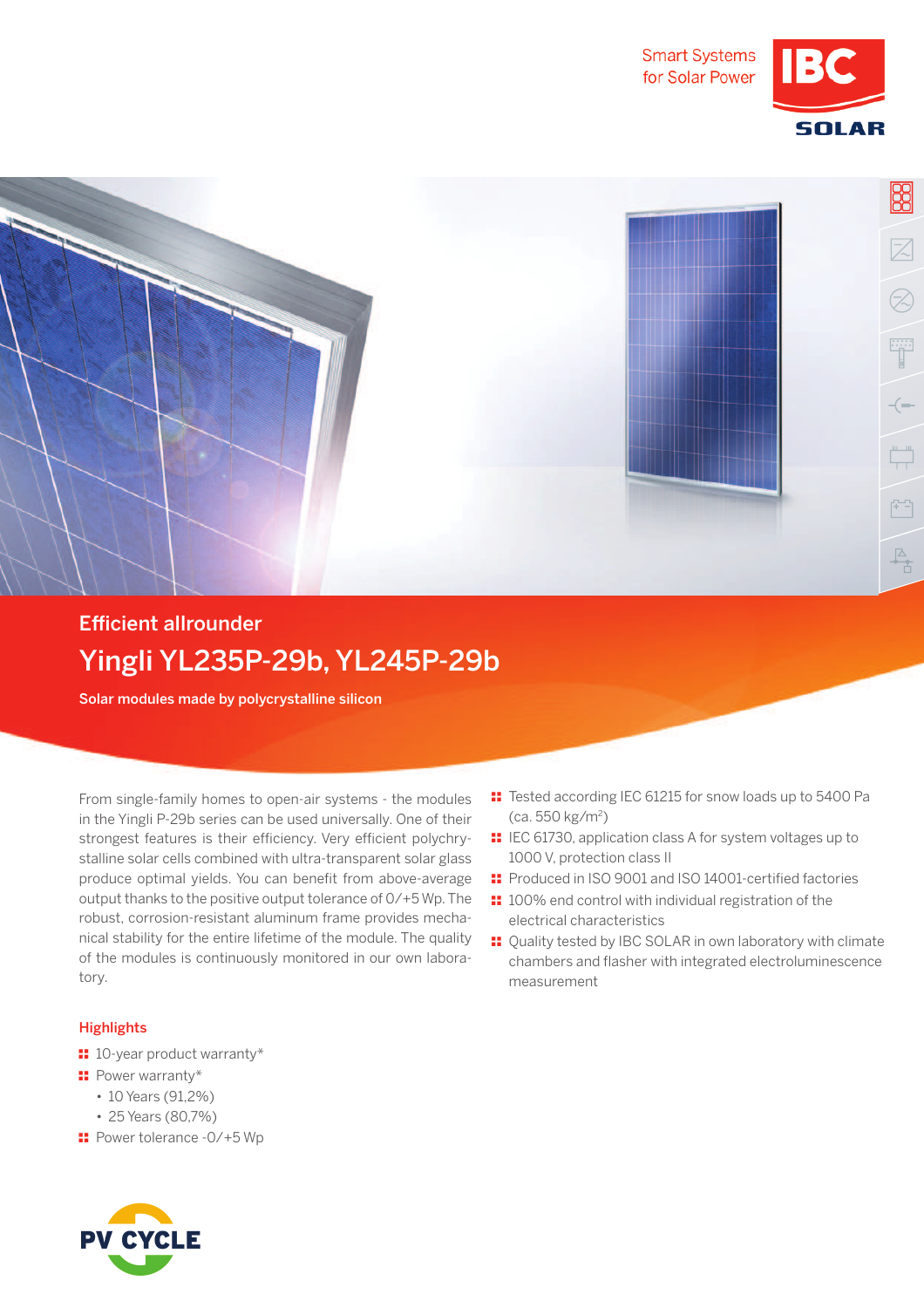Smart Systems for Solar Power

## Efficient allrounder

# Yingli YL235P-29b, YL245P-29b

**Solar modules made by polycrystalline silicon**

From single-family homes to open-air systems - the modules in the Yingli P-29b series can be used universally. One of their strongest features is their efficiency. Very efficient polychrystalline solar cells combined with ultra-transparent solar glass produce optimal yields. You can benefit from above-average output thanks to the positive output tolerance of 0/+5 Wp. The robust, corrosion-resistant aluminum frame provides mechanical stability for the entire lifetime of the module. The quality of the modules is continuously monitored in our own laboratory.

- Tested according IEC 61215 for snow loads up to 5400 Pa (ca. 550 kg/m$^2$)
- IEC 61730, application class A for system voltages up to 1000 V, protection class II
- Produced in ISO 9001 and ISO 14001-certified factories
- 100% end control with individual registration of the electrical characteristics
- Quality tested by IBC SOLAR in own laboratory with climate chambers and flasher with integrated electroluminescence measurement

### Highlights

- 10-year product warranty*
- Power warranty*
  - 10 Years (91,2%)
  - 25 Years (80,7%)
- Power tolerance -0/+5 Wp

PV CYCLE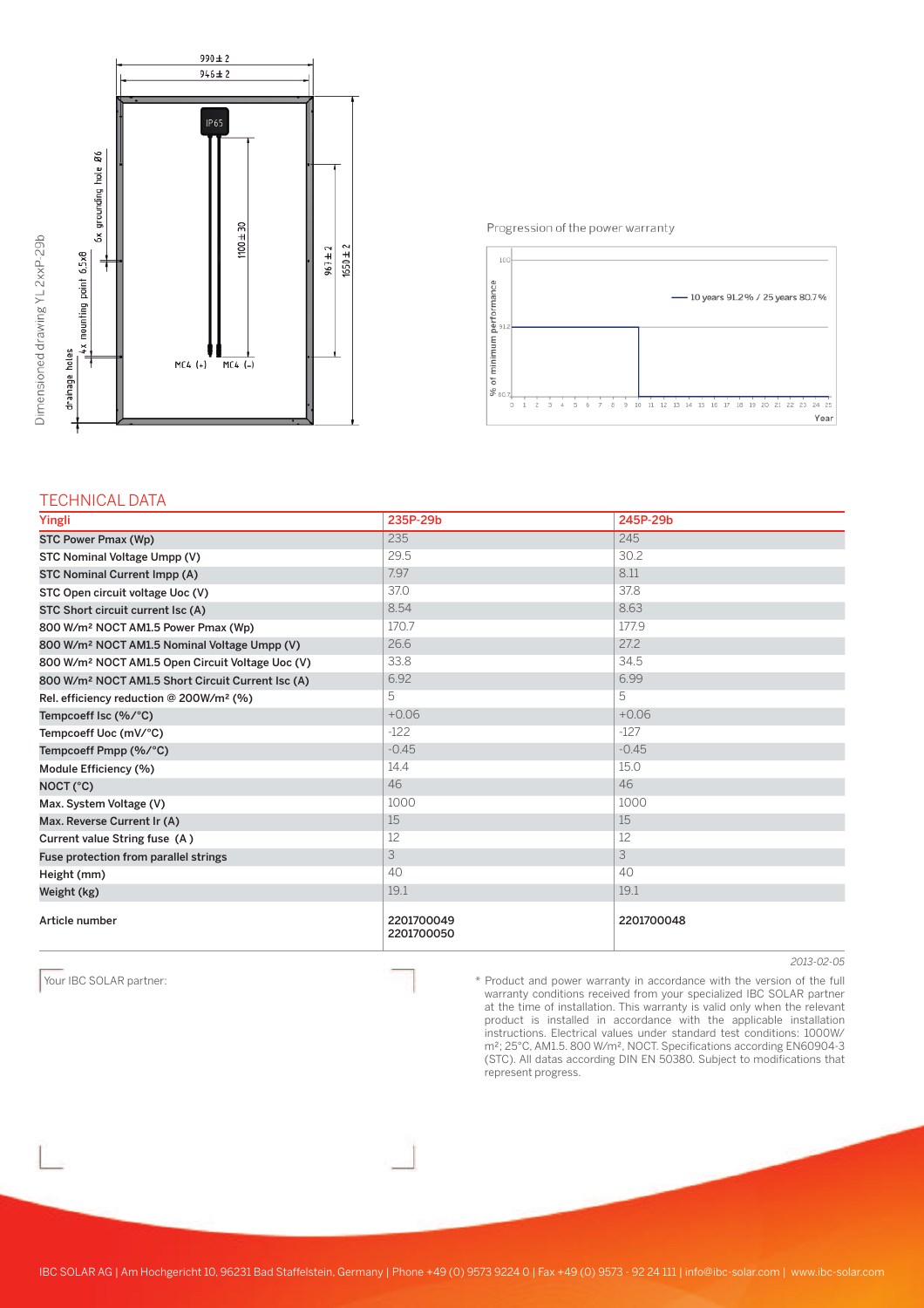Dimensioned drawing YL 2xxP-29b

990 ± 2
946 ± 2
IP65
1100 ± 30
961 ± 2
1650 ± 2
6x grounding hole Ø6
4x mounting point 6.5x8
drainage holes
MC4 (+)
MC4 (-)

Progression of the power warranty

100
91.2
80.7
% of minimum performance
— 10 years 91.2 % / 25 years 80.7 %
0 1 2 3 4 5 6 7 8 9 10 11 12 13 14 15 16 17 18 19 20 21 22 23 24 25
Year

## TECHNICAL DATA

| Yingli | 235P-29b | 245P-29b |
|---|---|---|
| STC Power Pmax (Wp) | 235 | 245 |
| STC Nominal Voltage Umpp (V) | 29.5 | 30.2 |
| STC Nominal Current Impp (A) | 7.97 | 8.11 |
| STC Open circuit voltage Uoc (V) | 37.0 | 37.8 |
| STC Short circuit current Isc (A) | 8.54 | 8.63 |
| 800 W/m² NOCT AM1.5 Power Pmax (Wp) | 170.7 | 177.9 |
| 800 W/m² NOCT AM1.5 Nominal Voltage Umpp (V) | 26.6 | 27.2 |
| 800 W/m² NOCT AM1.5 Open Circuit Voltage Uoc (V) | 33.8 | 34.5 |
| 800 W/m² NOCT AM1.5 Short Circuit Current Isc (A) | 6.92 | 6.99 |
| Rel. efficiency reduction @ 200W/m² (%) | 5 | 5 |
| Tempcoeff Isc (%/°C) | +0.06 | +0.06 |
| Tempcoeff Uoc (mV/°C) | -122 | -127 |
| Tempcoeff Pmpp (%/°C) | -0.45 | -0.45 |
| Module Efficiency (%) | 14.4 | 15.0 |
| NOCT (°C) | 46 | 46 |
| Max. System Voltage (V) | 1000 | 1000 |
| Max. Reverse Current Ir (A) | 15 | 15 |
| Current value String fuse (A) | 12 | 12 |
| Fuse protection from parallel strings | 3 | 3 |
| Height (mm) | 40 | 40 |
| Weight (kg) | 19.1 | 19.1 |
| Article number | 2201700049<br>2201700050 | 2201700048 |

*2013-02-05*

Your IBC SOLAR partner:

\* Product and power warranty in accordance with the version of the full warranty conditions received from your specialized IBC SOLAR partner at the time of installation. This warranty is valid only when the relevant product is installed in accordance with the applicable installation instructions. Electrical values under standard test conditions: 1000W/m²; 25°C, AM1.5. 800 W/m², NOCT. Specifications according EN60904-3 (STC). All datas according DIN EN 50380. Subject to modifications that represent progress.

IBC SOLAR AG | Am Hochgericht 10, 96231 Bad Staffelstein, Germany | Phone +49 (0) 9573 9224 0 | Fax +49 (0) 9573 - 92 24 111 | info@ibc-solar.com | www.ibc-solar.com